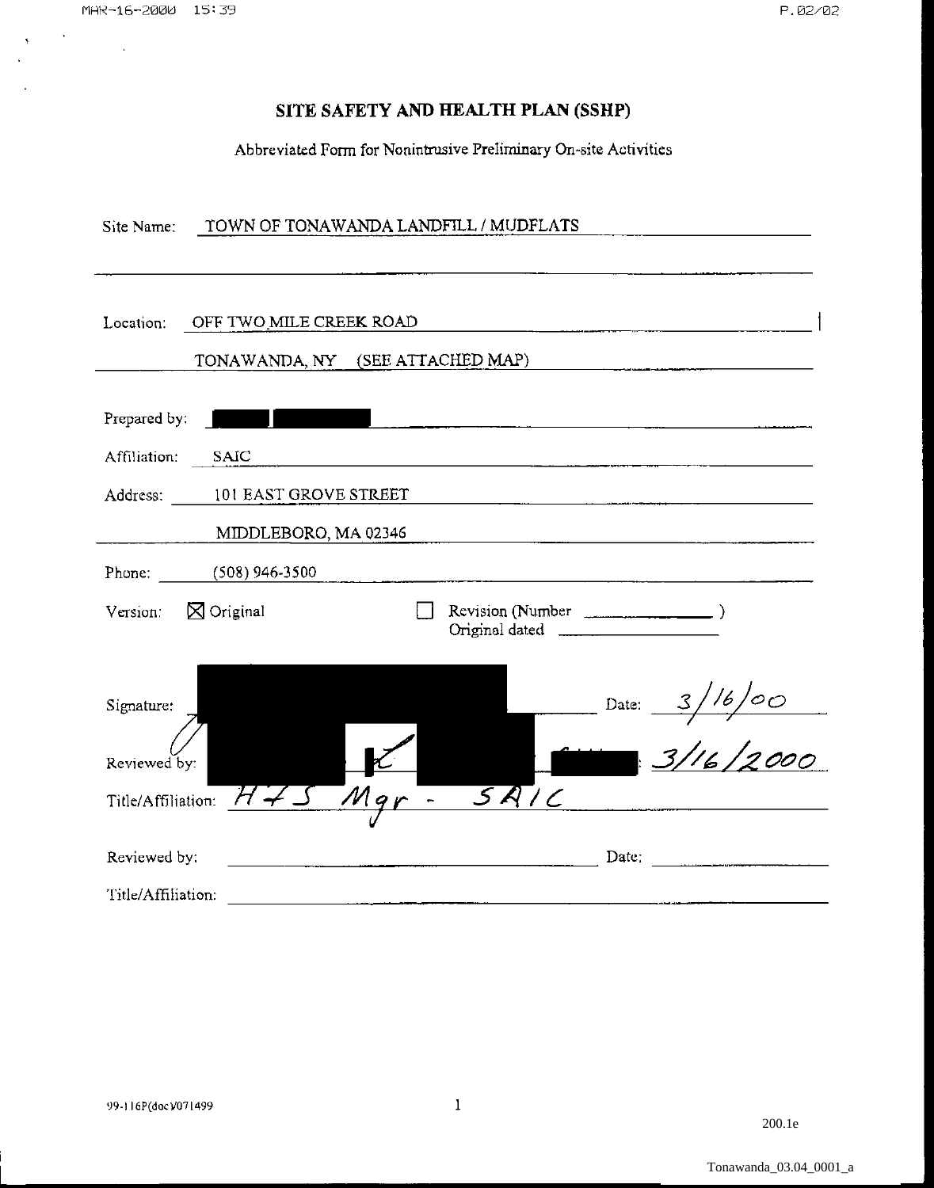# SITE SAFETY AND HEALTH PLAN (SSHP)

Abbreviated Form for Nonintrusive Preliminary On-site Activities

Site Name: TOWN OF TONAWANDA LANDFILL / MUDFLATS

Location: OFF TWO MILE CREEK ROAD

TONAWANDA, NY (SEE ATTACHED MAP)

Prepared by: [REDACTED]

Affiliation: SAIC

Address: 101 EAST GROVE STREET

MIDDLEBORO, MA 02346

Phone: (508) 946-3500

Version: ☒ Original ☐ Revision (Number \_\_\_\_\_\_\_\_ )
Original dated \_\_\_\_\_\_\_\_

Signature: [REDACTED] Date: 3/16/00

Reviewed by: [REDACTED] Date: 3/16/2000

Title/Affiliation: H+S Mgr - SAIC

Reviewed by: \_\_\_\_\_\_\_\_ Date: \_\_\_\_\_\_\_\_

Title/Affiliation: \_\_\_\_\_\_\_\_

99-116P(doc)/071499

200.1e

Tonawanda_03.04_0001_a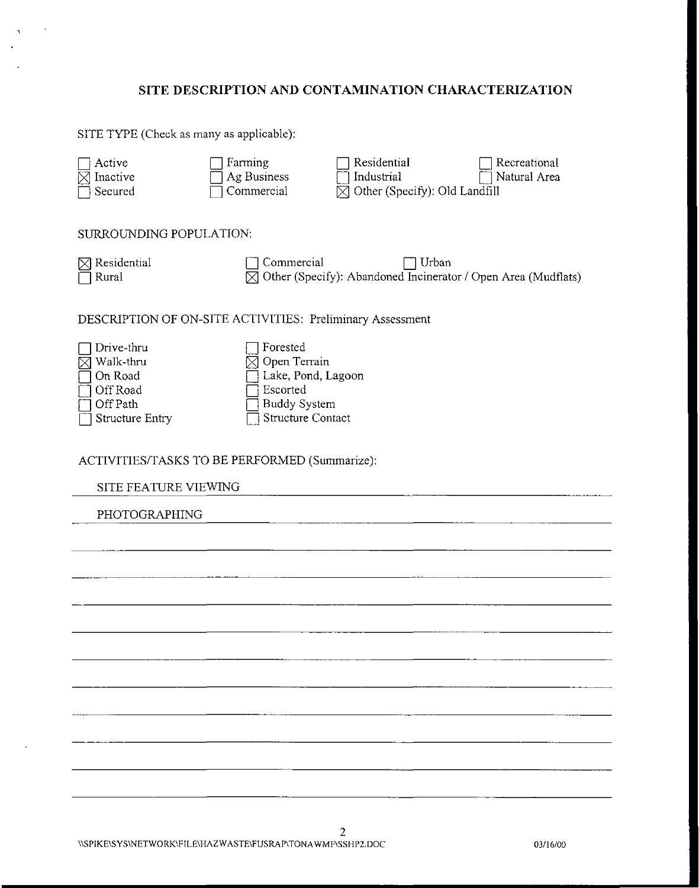# SITE DESCRIPTION AND CONTAMINATION CHARACTERIZATION

SITE TYPE (Check as many as applicable):

- [ ] Active
- [x] Inactive
- [ ] Secured
- [ ] Farming
- [ ] Ag Business
- [ ] Commercial
- [ ] Residential
- [ ] Industrial
- [x] Other (Specify): Old Landfill
- [ ] Recreational
- [ ] Natural Area

SURROUNDING POPULATION:

- [x] Residential
- [ ] Rural
- [ ] Commercial
- [ ] Urban
- [x] Other (Specify): Abandoned Incinerator / Open Area (Mudflats)

DESCRIPTION OF ON-SITE ACTIVITIES: Preliminary Assessment

- [ ] Drive-thru
- [x] Walk-thru
- [ ] On Road
- [ ] Off Road
- [ ] Off Path
- [ ] Structure Entry
- [ ] Forested
- [x] Open Terrain
- [ ] Lake, Pond, Lagoon
- [ ] Escorted
- [ ] Buddy System
- [ ] Structure Contact

ACTIVITIES/TASKS TO BE PERFORMED (Summarize):

SITE FEATURE VIEWING

PHOTOGRAPHING

\\SPIKE\SYS\NETWORK\FILE\HAZWASTE\FUSRAP\TONAWMF\SSHP2.DOC 03/16/00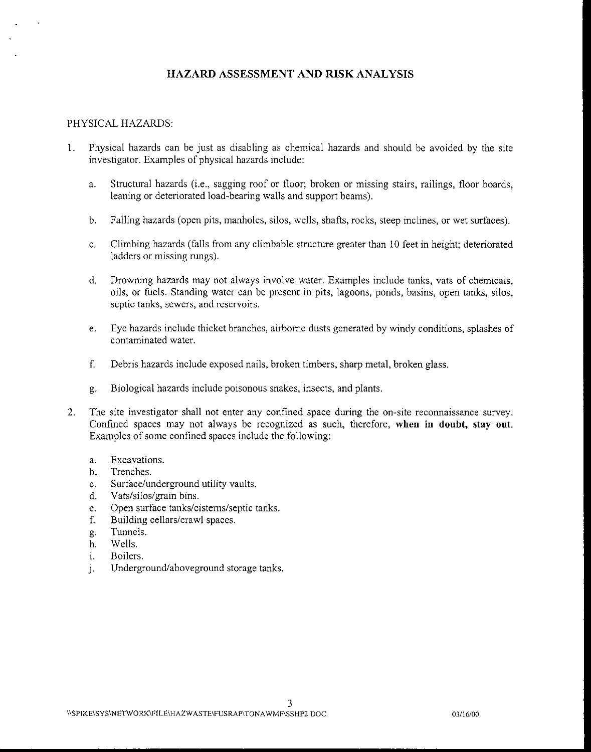# HAZARD ASSESSMENT AND RISK ANALYSIS

## PHYSICAL HAZARDS:

1. Physical hazards can be just as disabling as chemical hazards and should be avoided by the site investigator. Examples of physical hazards include:

    a. Structural hazards (i.e., sagging roof or floor; broken or missing stairs, railings, floor boards, leaning or deteriorated load-bearing walls and support beams).

    b. Falling hazards (open pits, manholes, silos, wells, shafts, rocks, steep inclines, or wet surfaces).

    c. Climbing hazards (falls from any climbable structure greater than 10 feet in height; deteriorated ladders or missing rungs).

    d. Drowning hazards may not always involve water. Examples include tanks, vats of chemicals, oils, or fuels. Standing water can be present in pits, lagoons, ponds, basins, open tanks, silos, septic tanks, sewers, and reservoirs.

    e. Eye hazards include thicket branches, airborne dusts generated by windy conditions, splashes of contaminated water.

    f. Debris hazards include exposed nails, broken timbers, sharp metal, broken glass.

    g. Biological hazards include poisonous snakes, insects, and plants.

2. The site investigator shall not enter any confined space during the on-site reconnaissance survey. Confined spaces may not always be recognized as such, therefore, **when in doubt, stay out**. Examples of some confined spaces include the following:

    a. Excavations.
    b. Trenches.
    c. Surface/underground utility vaults.
    d. Vats/silos/grain bins.
    e. Open surface tanks/cisterns/septic tanks.
    f. Building cellars/crawl spaces.
    g. Tunnels.
    h. Wells.
    i. Boilers.
    j. Underground/aboveground storage tanks.

\\SPIKE\SYS\NETWORK\FILE\HAZWASTE\FUSRAP\TONAWMF\SSHP2.DOC 03/16/00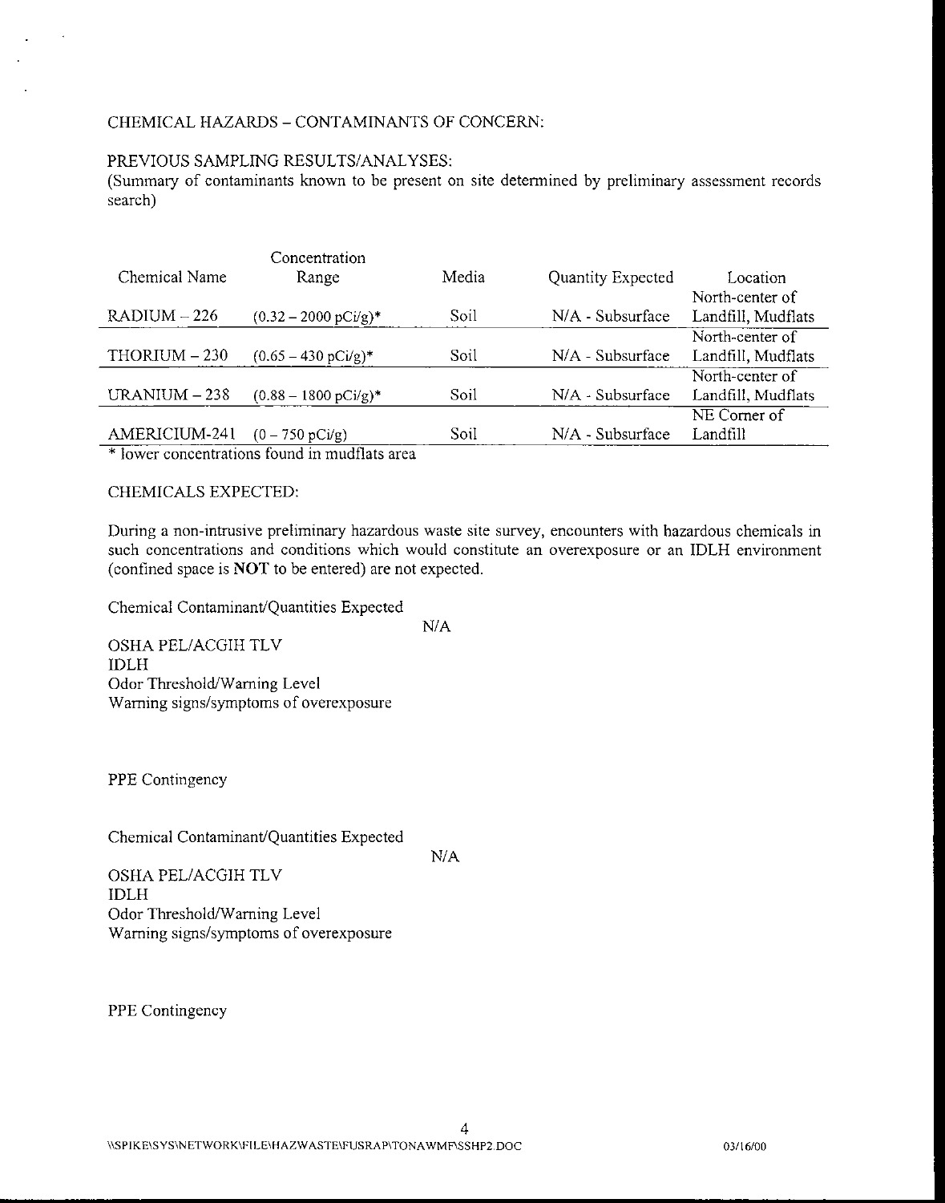CHEMICAL HAZARDS – CONTAMINANTS OF CONCERN:

PREVIOUS SAMPLING RESULTS/ANALYSES:
(Summary of contaminants known to be present on site determined by preliminary assessment records search)

| Chemical Name | Concentration Range | Media | Quantity Expected | Location |
|---|---|---|---|---|
| RADIUM – 226 | (0.32 – 2000 pCi/g)* | Soil | N/A - Subsurface | North-center of Landfill, Mudflats |
| THORIUM – 230 | (0.65 – 430 pCi/g)* | Soil | N/A - Subsurface | North-center of Landfill, Mudflats |
| URANIUM – 238 | (0.88 – 1800 pCi/g)* | Soil | N/A - Subsurface | North-center of Landfill, Mudflats |
| AMERICIUM-241 | (0 – 750 pCi/g) | Soil | N/A - Subsurface | NE Corner of Landfill |

* lower concentrations found in mudflats area

CHEMICALS EXPECTED:

During a non-intrusive preliminary hazardous waste site survey, encounters with hazardous chemicals in such concentrations and conditions which would constitute an overexposure or an IDLH environment (confined space is **NOT** to be entered) are not expected.

Chemical Contaminant/Quantities Expected
N/A
OSHA PEL/ACGIH TLV
IDLH
Odor Threshold/Warning Level
Warning signs/symptoms of overexposure

PPE Contingency

Chemical Contaminant/Quantities Expected
N/A
OSHA PEL/ACGIH TLV
IDLH
Odor Threshold/Warning Level
Warning signs/symptoms of overexposure

PPE Contingency

\\SPIKE\SYS\NETWORK\FILE\HAZWASTE\FUSRAP\TONAWMF\SSHP2.DOC 03/16/00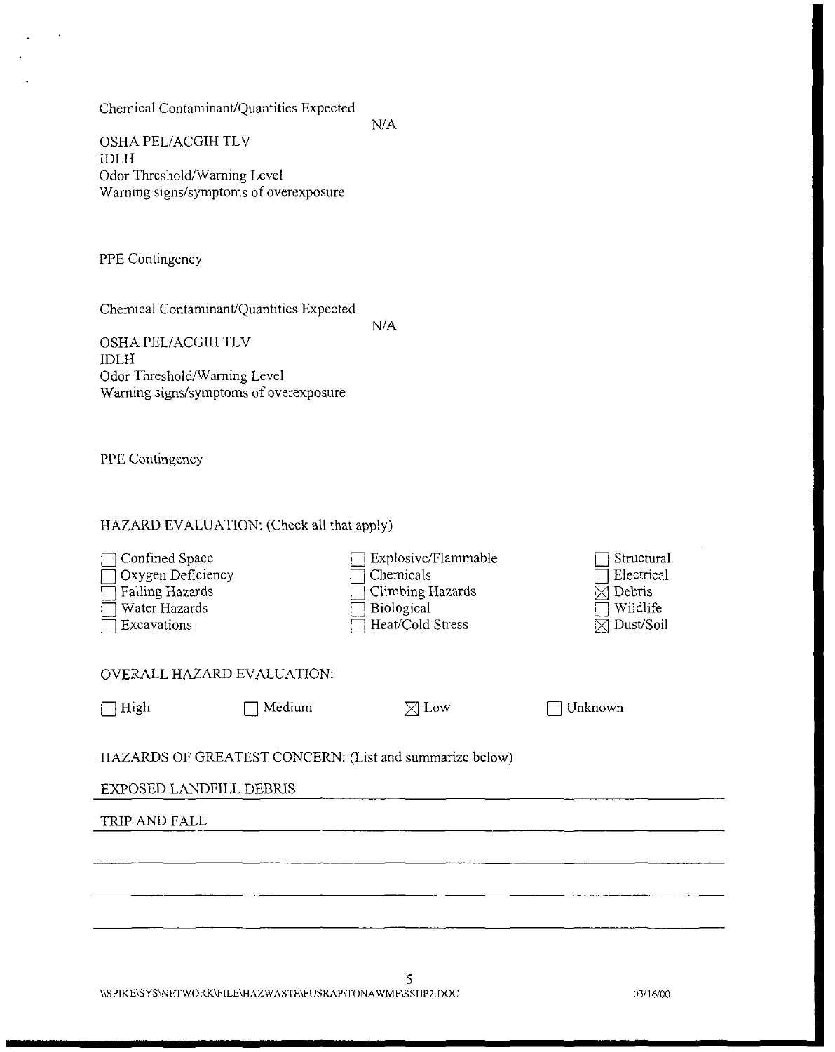Chemical Contaminant/Quantities Expected

N/A

OSHA PEL/ACGIH TLV
IDLH
Odor Threshold/Warning Level
Warning signs/symptoms of overexposure

PPE Contingency

Chemical Contaminant/Quantities Expected

N/A

OSHA PEL/ACGIH TLV
IDLH
Odor Threshold/Warning Level
Warning signs/symptoms of overexposure

PPE Contingency

HAZARD EVALUATION: (Check all that apply)

- ☐ Confined Space
- ☐ Oxygen Deficiency
- ☐ Falling Hazards
- ☐ Water Hazards
- ☐ Excavations
- ☐ Explosive/Flammable
- ☐ Chemicals
- ☐ Climbing Hazards
- ☐ Biological
- ☐ Heat/Cold Stress
- ☐ Structural
- ☐ Electrical
- ☒ Debris
- ☐ Wildlife
- ☒ Dust/Soil

OVERALL HAZARD EVALUATION:

☐ High ☐ Medium ☒ Low ☐ Unknown

HAZARDS OF GREATEST CONCERN: (List and summarize below)

EXPOSED LANDFILL DEBRIS

TRIP AND FALL

\\SPIKE\SYS\NETWORK\FILE\HAZWASTE\FUSRAP\TONAWMF\SSHP2.DOC 03/16/00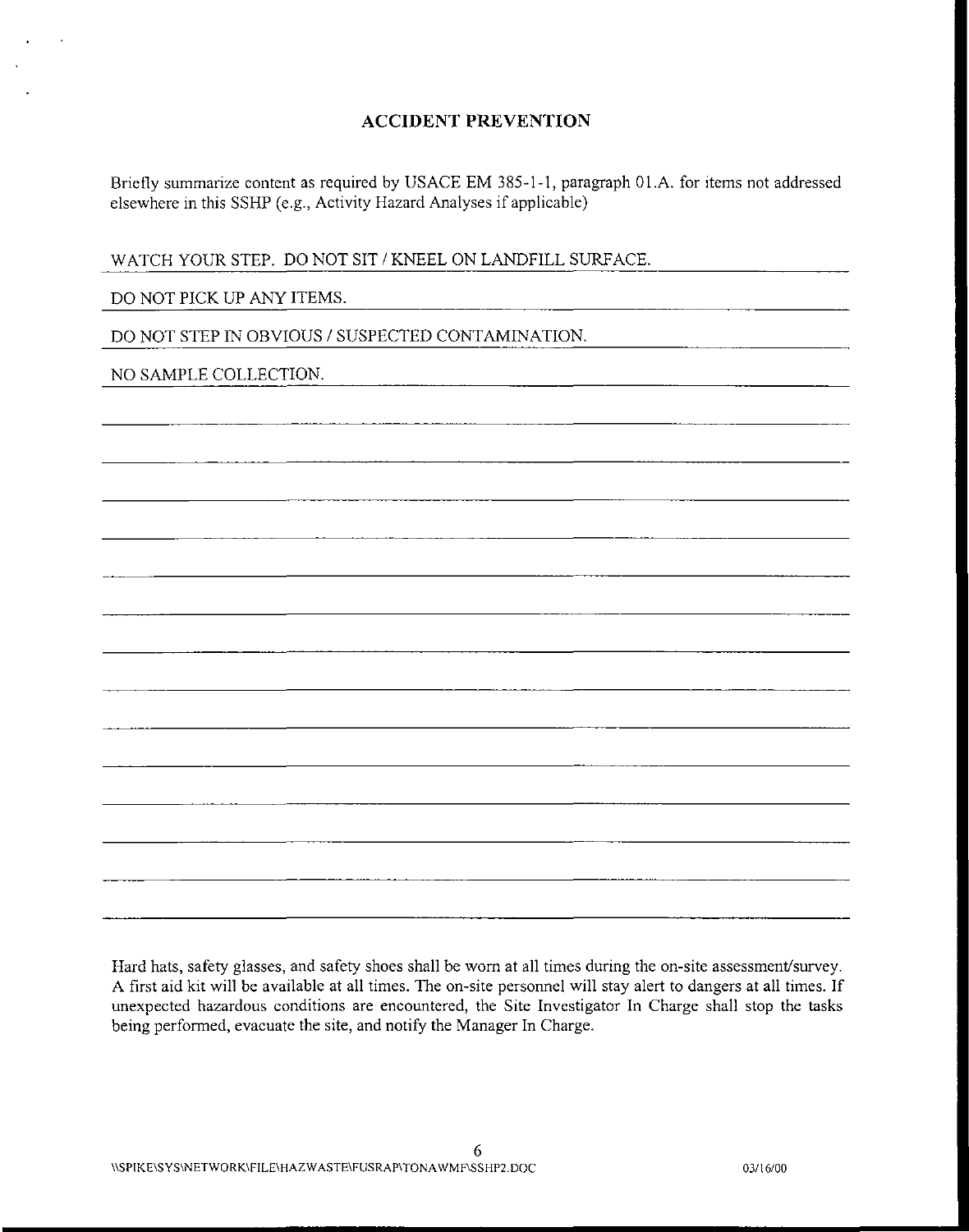## ACCIDENT PREVENTION

Briefly summarize content as required by USACE EM 385-1-1, paragraph 01.A. for items not addressed elsewhere in this SSHP (e.g., Activity Hazard Analyses if applicable)

WATCH YOUR STEP. DO NOT SIT / KNEEL ON LANDFILL SURFACE.

DO NOT PICK UP ANY ITEMS.

DO NOT STEP IN OBVIOUS / SUSPECTED CONTAMINATION.

NO SAMPLE COLLECTION.

Hard hats, safety glasses, and safety shoes shall be worn at all times during the on-site assessment/survey. A first aid kit will be available at all times. The on-site personnel will stay alert to dangers at all times. If unexpected hazardous conditions are encountered, the Site Investigator In Charge shall stop the tasks being performed, evacuate the site, and notify the Manager In Charge.

\\SPIKE\SYS\NETWORK\FILE\HAZWASTE\FUSRAP\TONAWMF\SSHP2.DOC 03/16/00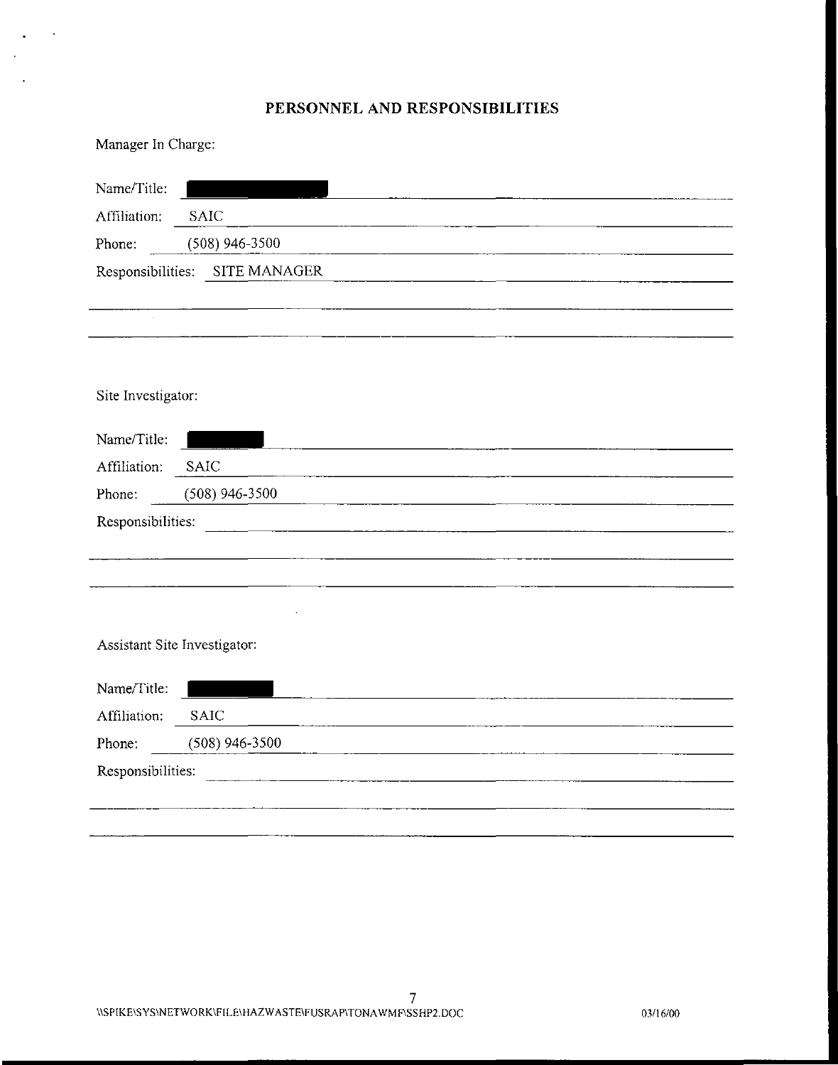# PERSONNEL AND RESPONSIBILITIES

Manager In Charge:

Name/Title: [REDACTED]

Affiliation: SAIC

Phone: (508) 946-3500

Responsibilities: SITE MANAGER

Site Investigator:

Name/Title: [REDACTED]

Affiliation: SAIC

Phone: (508) 946-3500

Responsibilities:

Assistant Site Investigator:

Name/Title: [REDACTED]

Affiliation: SAIC

Phone: (508) 946-3500

Responsibilities:

\\SPIKE\SYS\NETWORK\FILE\HAZWASTE\FUSRAP\TONAWMF\SSHP2.DOC 03/16/00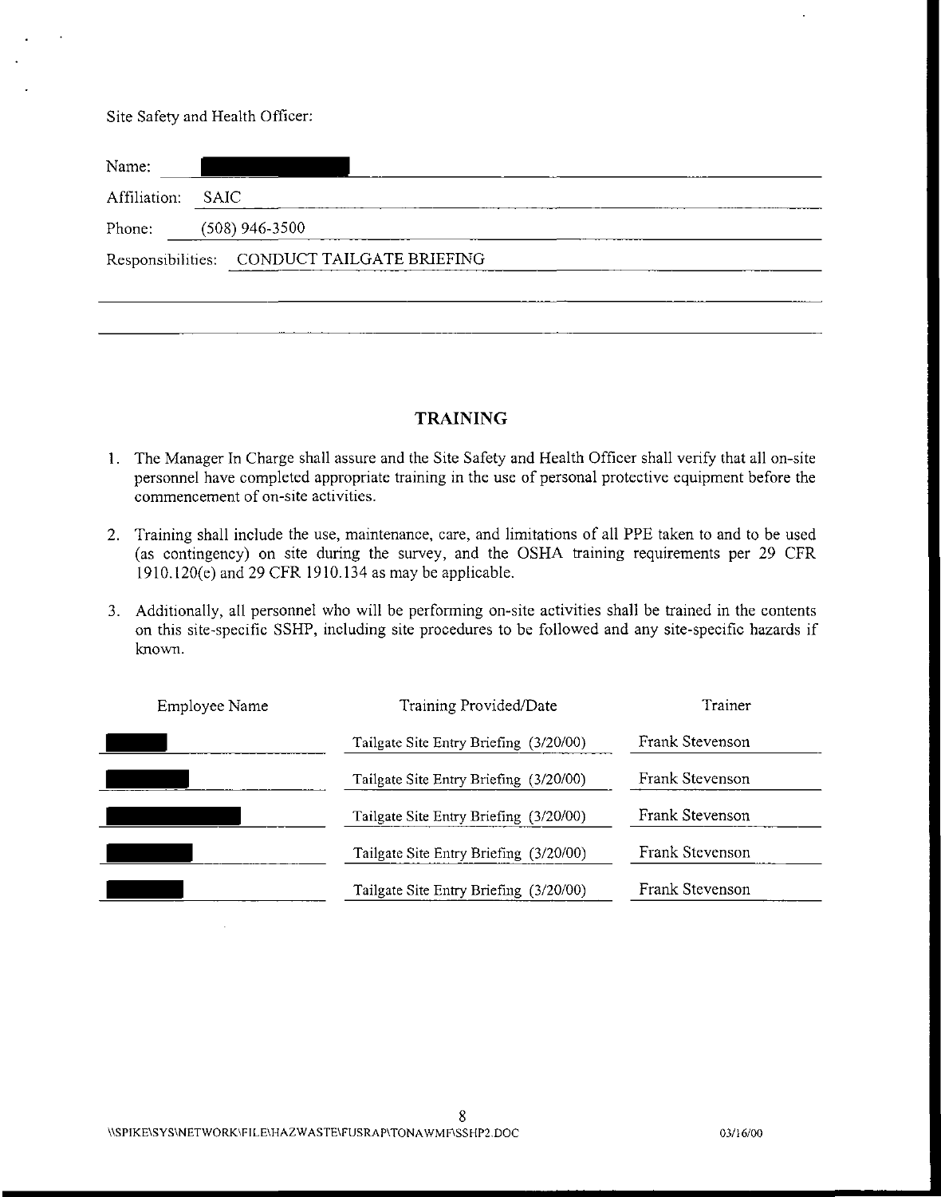Site Safety and Health Officer:

Name: 

Affiliation: SAIC

Phone: (508) 946-3500

Responsibilities: CONDUCT TAILGATE BRIEFING

## TRAINING

1. The Manager In Charge shall assure and the Site Safety and Health Officer shall verify that all on-site personnel have completed appropriate training in the use of personal protective equipment before the commencement of on-site activities.

2. Training shall include the use, maintenance, care, and limitations of all PPE taken to and to be used (as contingency) on site during the survey, and the OSHA training requirements per 29 CFR 1910.120(e) and 29 CFR 1910.134 as may be applicable.

3. Additionally, all personnel who will be performing on-site activities shall be trained in the contents on this site-specific SSHP, including site procedures to be followed and any site-specific hazards if known.

| Employee Name | Training Provided/Date | Trainer |
|---|---|---|
| | Tailgate Site Entry Briefing (3/20/00) | Frank Stevenson |
| | Tailgate Site Entry Briefing (3/20/00) | Frank Stevenson |
| | Tailgate Site Entry Briefing (3/20/00) | Frank Stevenson |
| | Tailgate Site Entry Briefing (3/20/00) | Frank Stevenson |
| | Tailgate Site Entry Briefing (3/20/00) | Frank Stevenson |

\\SPIKE\SYS\NETWORK\FILE\HAZWASTE\FUSRAP\TONAWMF\SSHP2.DOC 03/16/00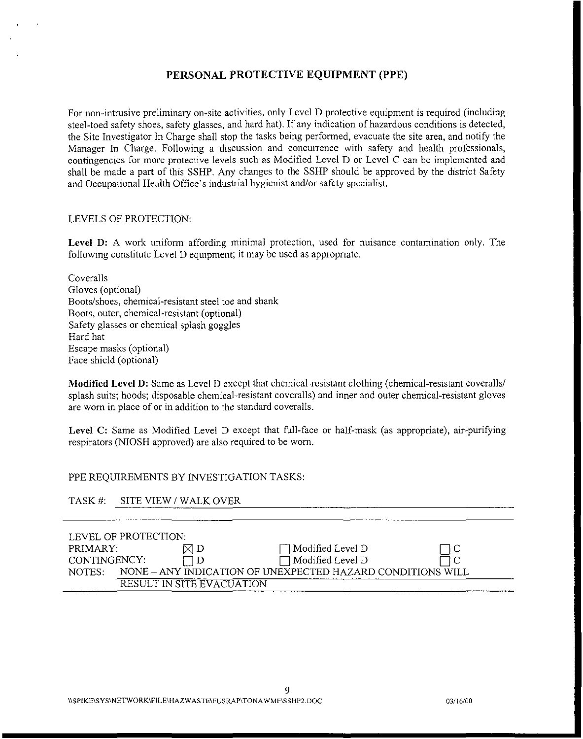# PERSONAL PROTECTIVE EQUIPMENT (PPE)

For non-intrusive preliminary on-site activities, only Level D protective equipment is required (including steel-toed safety shoes, safety glasses, and hard hat). If any indication of hazardous conditions is detected, the Site Investigator In Charge shall stop the tasks being performed, evacuate the site area, and notify the Manager In Charge. Following a discussion and concurrence with safety and health professionals, contingencies for more protective levels such as Modified Level D or Level C can be implemented and shall be made a part of this SSHP. Any changes to the SSHP should be approved by the district Safety and Occupational Health Office's industrial hygienist and/or safety specialist.

LEVELS OF PROTECTION:

**Level D:** A work uniform affording minimal protection, used for nuisance contamination only. The following constitute Level D equipment; it may be used as appropriate.

Coveralls
Gloves (optional)
Boots/shoes, chemical-resistant steel toe and shank
Boots, outer, chemical-resistant (optional)
Safety glasses or chemical splash goggles
Hard hat
Escape masks (optional)
Face shield (optional)

**Modified Level D:** Same as Level D except that chemical-resistant clothing (chemical-resistant coveralls/ splash suits; hoods; disposable chemical-resistant coveralls) and inner and outer chemical-resistant gloves are worn in place of or in addition to the standard coveralls.

**Level C:** Same as Modified Level D except that full-face or half-mask (as appropriate), air-purifying respirators (NIOSH approved) are also required to be worn.

PPE REQUIREMENTS BY INVESTIGATION TASKS:

TASK #: SITE VIEW / WALK OVER

LEVEL OF PROTECTION:

| | | | |
|---|---|---|---|
| PRIMARY: | ☒ D | ☐ Modified Level D | ☐ C |
| CONTINGENCY: | ☐ D | ☐ Modified Level D | ☐ C |

NOTES: NONE – ANY INDICATION OF UNEXPECTED HAZARD CONDITIONS WILL RESULT IN SITE EVACUATION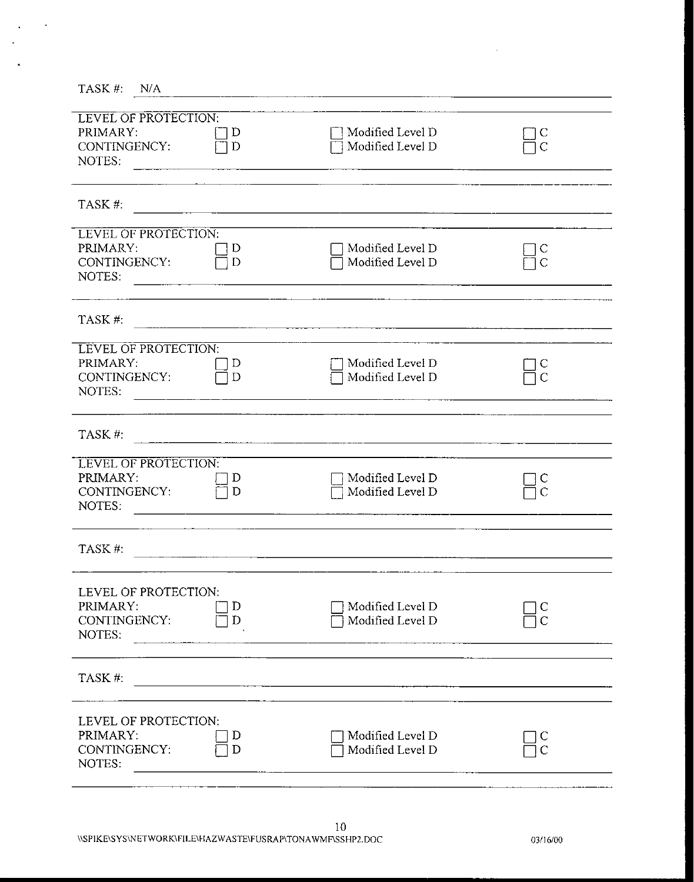TASK #: N/A

LEVEL OF PROTECTION:

| | | | |
|---|---|---|---|
| PRIMARY: | ☐ D | ☐ Modified Level D | ☐ C |
| CONTINGENCY: | ☐ D | ☐ Modified Level D | ☐ C |

NOTES:

---

TASK #:

LEVEL OF PROTECTION:

| | | | |
|---|---|---|---|
| PRIMARY: | ☐ D | ☐ Modified Level D | ☐ C |
| CONTINGENCY: | ☐ D | ☐ Modified Level D | ☐ C |

NOTES:

---

TASK #:

LEVEL OF PROTECTION:

| | | | |
|---|---|---|---|
| PRIMARY: | ☐ D | ☐ Modified Level D | ☐ C |
| CONTINGENCY: | ☐ D | ☐ Modified Level D | ☐ C |

NOTES:

---

TASK #:

LEVEL OF PROTECTION:

| | | | |
|---|---|---|---|
| PRIMARY: | ☐ D | ☐ Modified Level D | ☐ C |
| CONTINGENCY: | ☐ D | ☐ Modified Level D | ☐ C |

NOTES:

---

TASK #:

LEVEL OF PROTECTION:

| | | | |
|---|---|---|---|
| PRIMARY: | ☐ D | ☐ Modified Level D | ☐ C |
| CONTINGENCY: | ☐ D | ☐ Modified Level D | ☐ C |

NOTES:

---

TASK #:

LEVEL OF PROTECTION:

| | | | |
|---|---|---|---|
| PRIMARY: | ☐ D | ☐ Modified Level D | ☐ C |
| CONTINGENCY: | ☐ D | ☐ Modified Level D | ☐ C |

NOTES:

---

\\SPIKE\SYS\NETWORK\FILE\HAZWASTE\FUSRAP\TONAWMF\SSHP2.DOC 03/16/00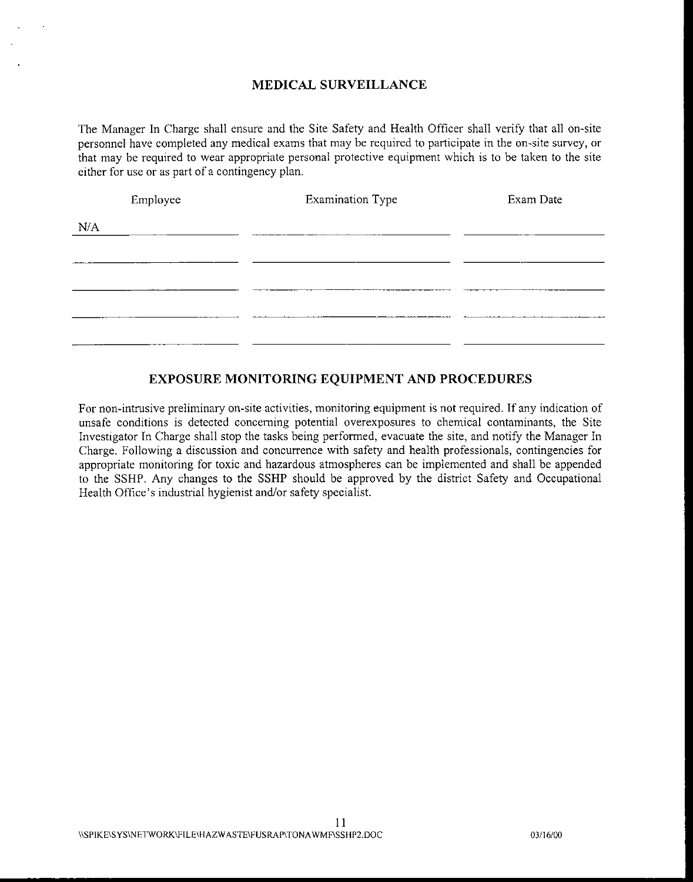## MEDICAL SURVEILLANCE

The Manager In Charge shall ensure and the Site Safety and Health Officer shall verify that all on-site personnel have completed any medical exams that may be required to participate in the on-site survey, or that may be required to wear appropriate personal protective equipment which is to be taken to the site either for use or as part of a contingency plan.

| Employee | Examination Type | Exam Date |
|---|---|---|
| N/A | | |
| | | |
| | | |
| | | |
| | | |

## EXPOSURE MONITORING EQUIPMENT AND PROCEDURES

For non-intrusive preliminary on-site activities, monitoring equipment is not required. If any indication of unsafe conditions is detected concerning potential overexposures to chemical contaminants, the Site Investigator In Charge shall stop the tasks being performed, evacuate the site, and notify the Manager In Charge. Following a discussion and concurrence with safety and health professionals, contingencies for appropriate monitoring for toxic and hazardous atmospheres can be implemented and shall be appended to the SSHP. Any changes to the SSHP should be approved by the district Safety and Occupational Health Office's industrial hygienist and/or safety specialist.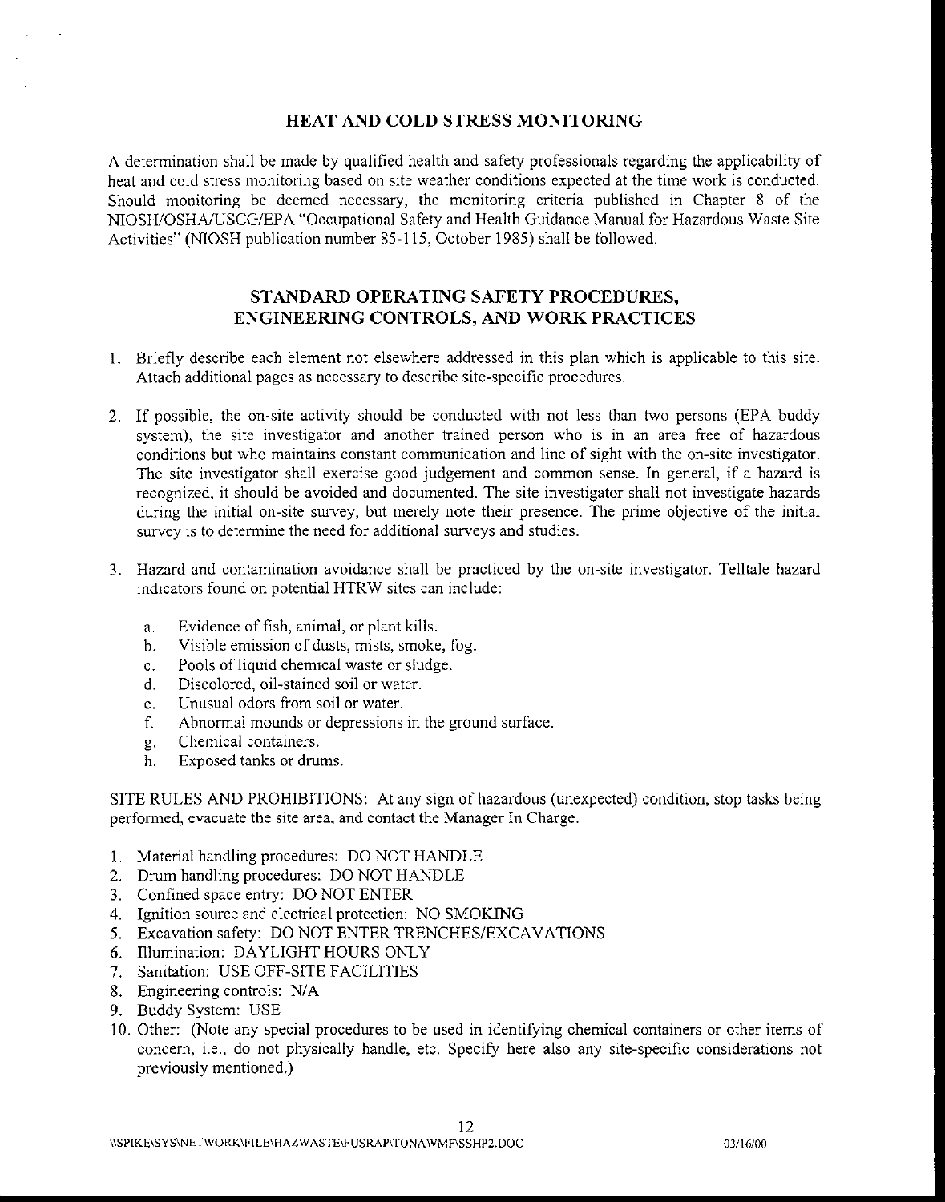## HEAT AND COLD STRESS MONITORING

A determination shall be made by qualified health and safety professionals regarding the applicability of heat and cold stress monitoring based on site weather conditions expected at the time work is conducted. Should monitoring be deemed necessary, the monitoring criteria published in Chapter 8 of the NIOSH/OSHA/USCG/EPA "Occupational Safety and Health Guidance Manual for Hazardous Waste Site Activities" (NIOSH publication number 85-115, October 1985) shall be followed.

## STANDARD OPERATING SAFETY PROCEDURES, ENGINEERING CONTROLS, AND WORK PRACTICES

1. Briefly describe each element not elsewhere addressed in this plan which is applicable to this site. Attach additional pages as necessary to describe site-specific procedures.

2. If possible, the on-site activity should be conducted with not less than two persons (EPA buddy system), the site investigator and another trained person who is in an area free of hazardous conditions but who maintains constant communication and line of sight with the on-site investigator. The site investigator shall exercise good judgement and common sense. In general, if a hazard is recognized, it should be avoided and documented. The site investigator shall not investigate hazards during the initial on-site survey, but merely note their presence. The prime objective of the initial survey is to determine the need for additional surveys and studies.

3. Hazard and contamination avoidance shall be practiced by the on-site investigator. Telltale hazard indicators found on potential HTRW sites can include:

   a. Evidence of fish, animal, or plant kills.
   b. Visible emission of dusts, mists, smoke, fog.
   c. Pools of liquid chemical waste or sludge.
   d. Discolored, oil-stained soil or water.
   e. Unusual odors from soil or water.
   f. Abnormal mounds or depressions in the ground surface.
   g. Chemical containers.
   h. Exposed tanks or drums.

SITE RULES AND PROHIBITIONS: At any sign of hazardous (unexpected) condition, stop tasks being performed, evacuate the site area, and contact the Manager In Charge.

1. Material handling procedures: DO NOT HANDLE
2. Drum handling procedures: DO NOT HANDLE
3. Confined space entry: DO NOT ENTER
4. Ignition source and electrical protection: NO SMOKING
5. Excavation safety: DO NOT ENTER TRENCHES/EXCAVATIONS
6. Illumination: DAYLIGHT HOURS ONLY
7. Sanitation: USE OFF-SITE FACILITIES
8. Engineering controls: N/A
9. Buddy System: USE
10. Other: (Note any special procedures to be used in identifying chemical containers or other items of concern, i.e., do not physically handle, etc. Specify here also any site-specific considerations not previously mentioned.)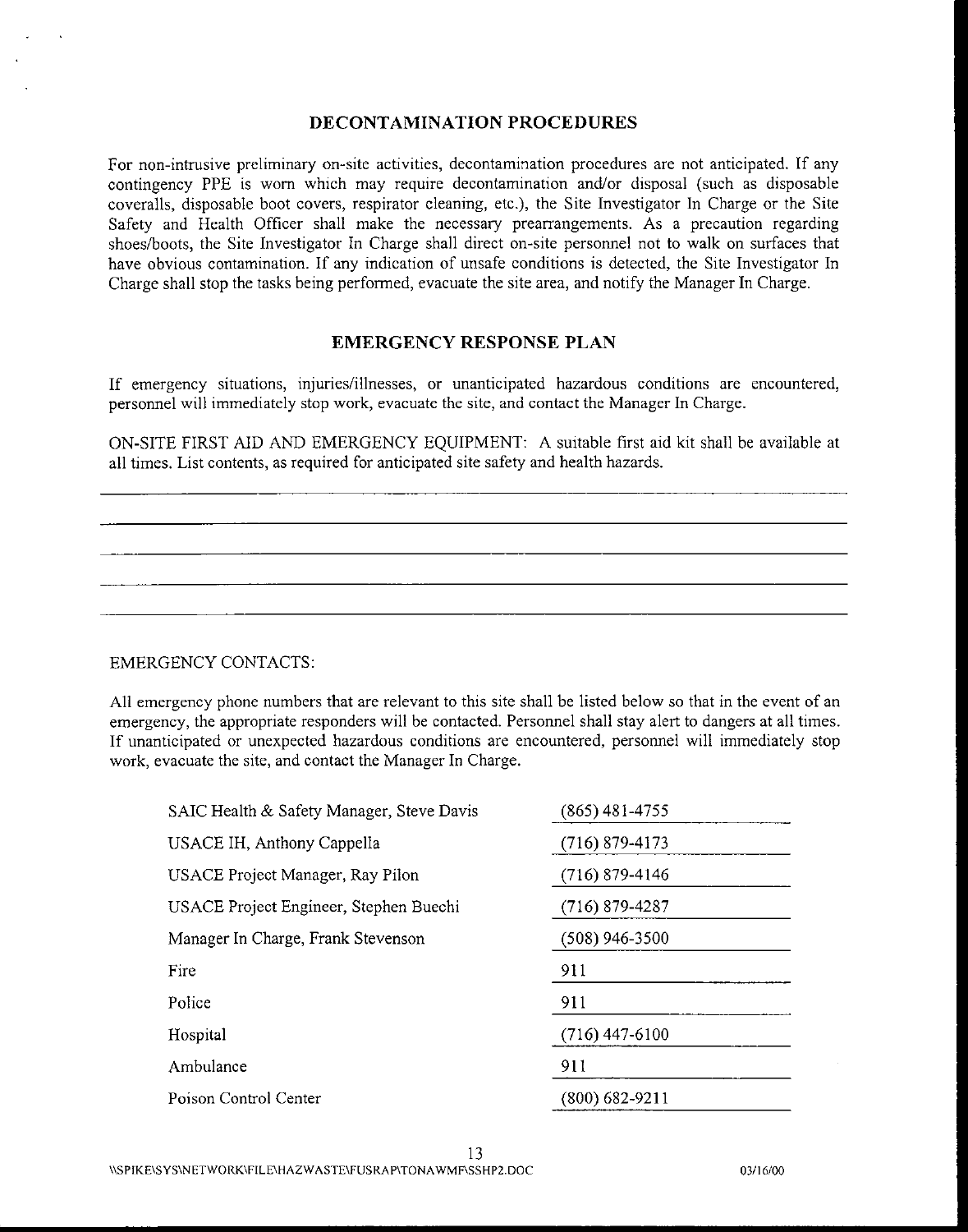## DECONTAMINATION PROCEDURES

For non-intrusive preliminary on-site activities, decontamination procedures are not anticipated. If any contingency PPE is worn which may require decontamination and/or disposal (such as disposable coveralls, disposable boot covers, respirator cleaning, etc.), the Site Investigator In Charge or the Site Safety and Health Officer shall make the necessary prearrangements. As a precaution regarding shoes/boots, the Site Investigator In Charge shall direct on-site personnel not to walk on surfaces that have obvious contamination. If any indication of unsafe conditions is detected, the Site Investigator In Charge shall stop the tasks being performed, evacuate the site area, and notify the Manager In Charge.

## EMERGENCY RESPONSE PLAN

If emergency situations, injuries/illnesses, or unanticipated hazardous conditions are encountered, personnel will immediately stop work, evacuate the site, and contact the Manager In Charge.

ON-SITE FIRST AID AND EMERGENCY EQUIPMENT: A suitable first aid kit shall be available at all times. List contents, as required for anticipated site safety and health hazards.

\_\_\_\_\_\_\_\_\_\_\_\_\_\_\_\_\_\_\_\_\_\_\_\_\_\_\_\_\_\_\_\_\_\_\_\_\_\_\_\_\_\_\_\_\_\_\_\_\_\_\_\_\_\_\_\_\_\_\_\_\_\_\_\_\_\_\_\_\_\_\_\_

\_\_\_\_\_\_\_\_\_\_\_\_\_\_\_\_\_\_\_\_\_\_\_\_\_\_\_\_\_\_\_\_\_\_\_\_\_\_\_\_\_\_\_\_\_\_\_\_\_\_\_\_\_\_\_\_\_\_\_\_\_\_\_\_\_\_\_\_\_\_\_\_

\_\_\_\_\_\_\_\_\_\_\_\_\_\_\_\_\_\_\_\_\_\_\_\_\_\_\_\_\_\_\_\_\_\_\_\_\_\_\_\_\_\_\_\_\_\_\_\_\_\_\_\_\_\_\_\_\_\_\_\_\_\_\_\_\_\_\_\_\_\_\_\_

\_\_\_\_\_\_\_\_\_\_\_\_\_\_\_\_\_\_\_\_\_\_\_\_\_\_\_\_\_\_\_\_\_\_\_\_\_\_\_\_\_\_\_\_\_\_\_\_\_\_\_\_\_\_\_\_\_\_\_\_\_\_\_\_\_\_\_\_\_\_\_\_

\_\_\_\_\_\_\_\_\_\_\_\_\_\_\_\_\_\_\_\_\_\_\_\_\_\_\_\_\_\_\_\_\_\_\_\_\_\_\_\_\_\_\_\_\_\_\_\_\_\_\_\_\_\_\_\_\_\_\_\_\_\_\_\_\_\_\_\_\_\_\_\_

EMERGENCY CONTACTS:

All emergency phone numbers that are relevant to this site shall be listed below so that in the event of an emergency, the appropriate responders will be contacted. Personnel shall stay alert to dangers at all times. If unanticipated or unexpected hazardous conditions are encountered, personnel will immediately stop work, evacuate the site, and contact the Manager In Charge.

| | |
|---|---|
| SAIC Health & Safety Manager, Steve Davis | (865) 481-4755 |
| USACE IH, Anthony Cappella | (716) 879-4173 |
| USACE Project Manager, Ray Pilon | (716) 879-4146 |
| USACE Project Engineer, Stephen Buechi | (716) 879-4287 |
| Manager In Charge, Frank Stevenson | (508) 946-3500 |
| Fire | 911 |
| Police | 911 |
| Hospital | (716) 447-6100 |
| Ambulance | 911 |
| Poison Control Center | (800) 682-9211 |

\\SPIKE\SYS\NETWORK\FILE\HAZWASTE\FUSRAP\TONAWMF\SSHP2.DOC 03/16/00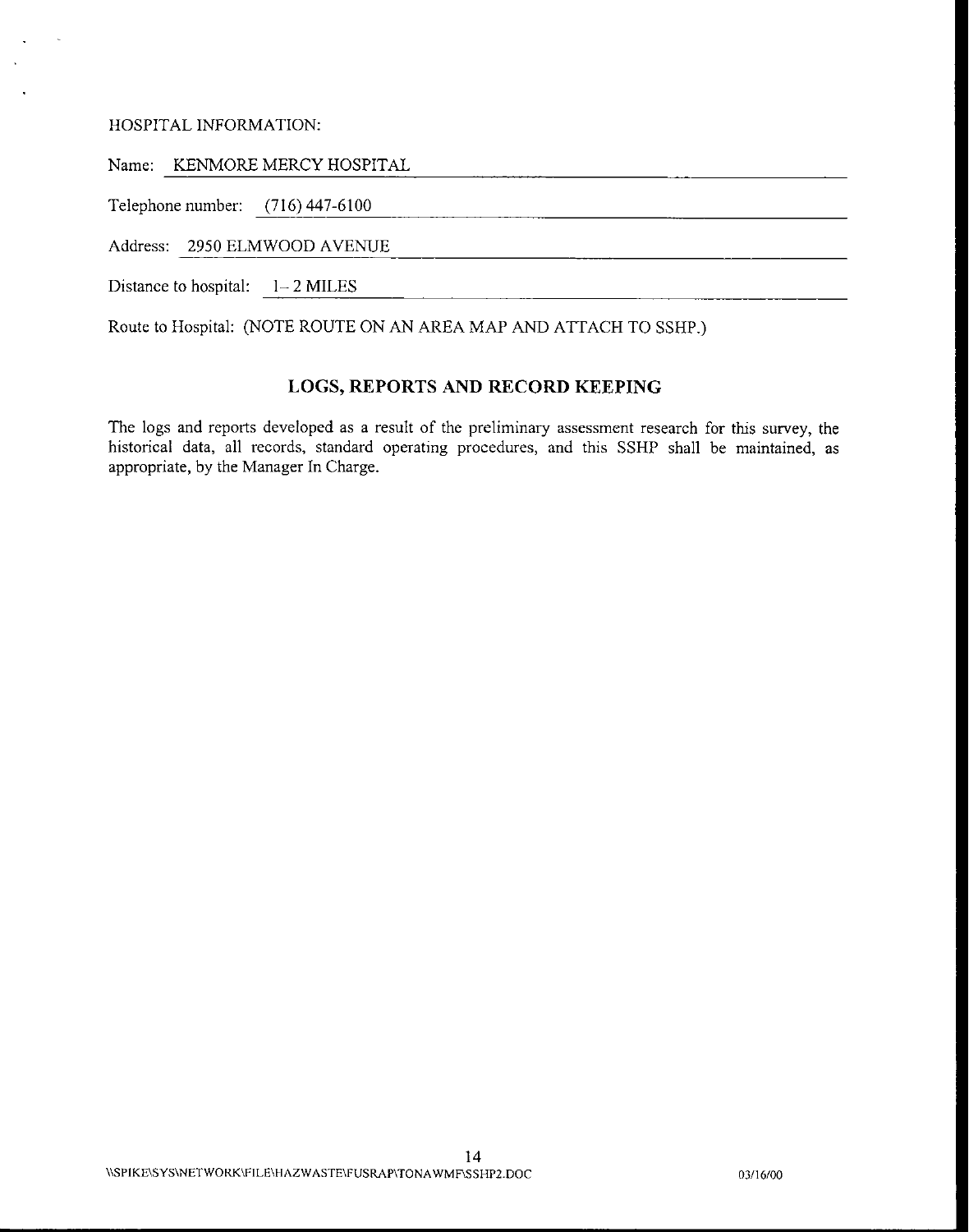HOSPITAL INFORMATION:

Name: KENMORE MERCY HOSPITAL

Telephone number: (716) 447-6100

Address: 2950 ELMWOOD AVENUE

Distance to hospital: 1 – 2 MILES

Route to Hospital: (NOTE ROUTE ON AN AREA MAP AND ATTACH TO SSHP.)

## LOGS, REPORTS AND RECORD KEEPING

The logs and reports developed as a result of the preliminary assessment research for this survey, the historical data, all records, standard operating procedures, and this SSHP shall be maintained, as appropriate, by the Manager In Charge.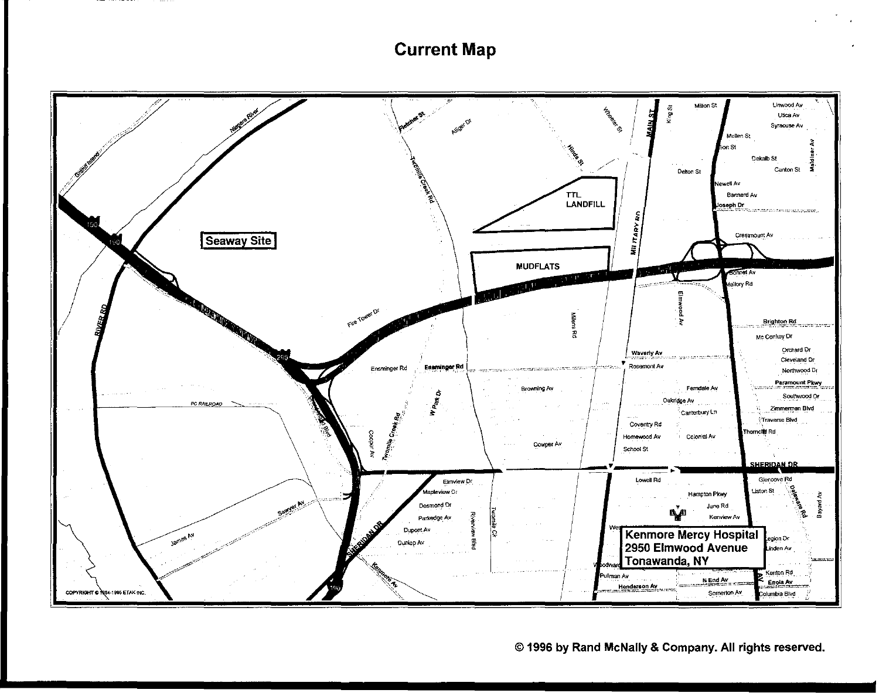# Current Map

Seaway Site

TTL LANDFILL

MUDFLATS

Kenmore Mercy Hospital
2950 Elmwood Avenue
Tonawanda, NY

COPYRIGHT © 1984-1996 ETAK INC.

© 1996 by Rand McNally & Company. All rights reserved.